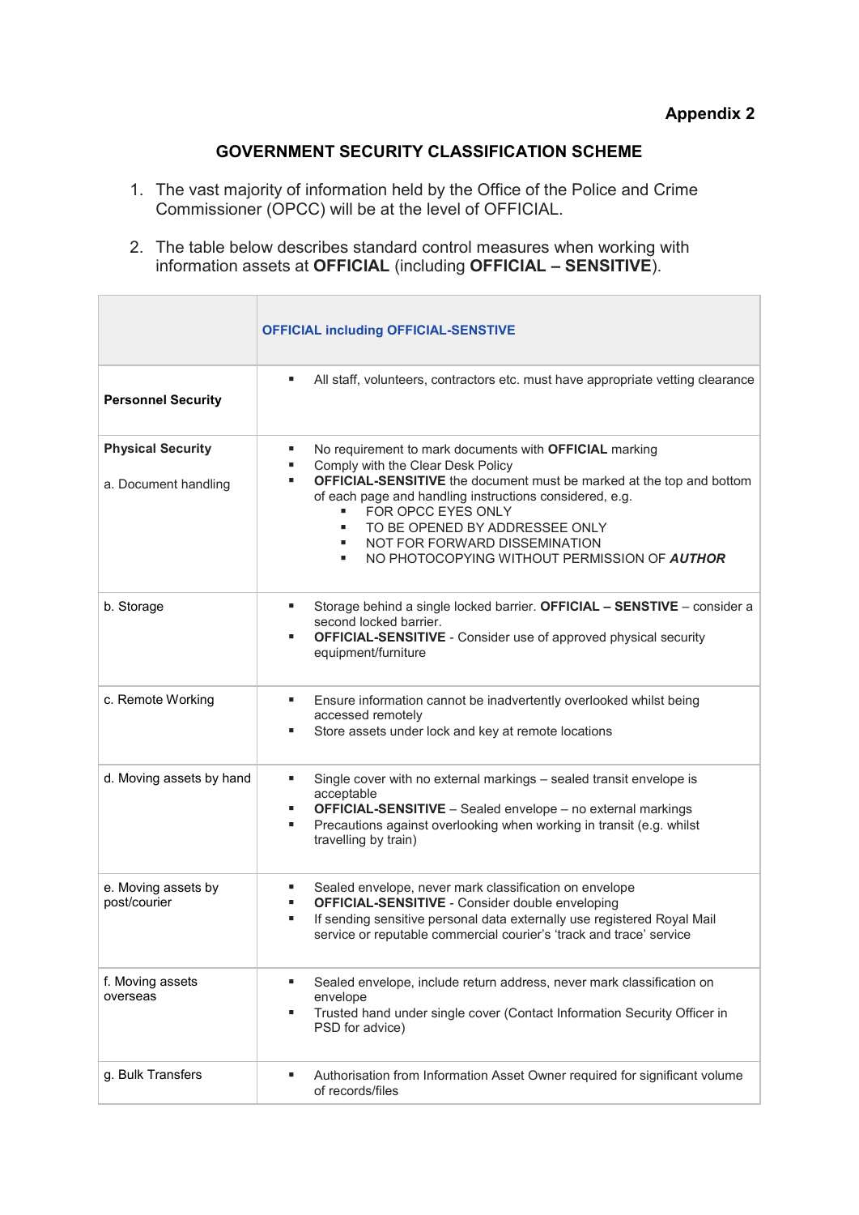**Appendix 2**

## GOVERNMENT SECURITY CLASSIFICATION SCHEME

1. The vast majority of information held by the Office of the Police and Crime Commissioner (OPCC) will be at the level of OFFICIAL.

2. The table below describes standard control measures when working with information assets at **OFFICIAL** (including **OFFICIAL – SENSITIVE**).

| | **OFFICIAL including OFFICIAL-SENSTIVE** |
|---|---|
| **Personnel Security** | ▪ All staff, volunteers, contractors etc. must have appropriate vetting clearance |
| **Physical Security**<br><br>a. Document handling | ▪ No requirement to mark documents with **OFFICIAL** marking<br>▪ Comply with the Clear Desk Policy<br>▪ **OFFICIAL-SENSITIVE** the document must be marked at the top and bottom of each page and handling instructions considered, e.g.<br>&nbsp;&nbsp;&nbsp;&nbsp;▪ FOR OPCC EYES ONLY<br>&nbsp;&nbsp;&nbsp;&nbsp;▪ TO BE OPENED BY ADDRESSEE ONLY<br>&nbsp;&nbsp;&nbsp;&nbsp;▪ NOT FOR FORWARD DISSEMINATION<br>&nbsp;&nbsp;&nbsp;&nbsp;▪ NO PHOTOCOPYING WITHOUT PERMISSION OF ***AUTHOR*** |
| b. Storage | ▪ Storage behind a single locked barrier. **OFFICIAL – SENSTIVE** – consider a second locked barrier.<br>▪ **OFFICIAL-SENSITIVE** - Consider use of approved physical security equipment/furniture |
| c. Remote Working | ▪ Ensure information cannot be inadvertently overlooked whilst being accessed remotely<br>▪ Store assets under lock and key at remote locations |
| d. Moving assets by hand | ▪ Single cover with no external markings – sealed transit envelope is acceptable<br>▪ **OFFICIAL-SENSITIVE** – Sealed envelope – no external markings<br>▪ Precautions against overlooking when working in transit (e.g. whilst travelling by train) |
| e. Moving assets by post/courier | ▪ Sealed envelope, never mark classification on envelope<br>▪ **OFFICIAL-SENSITIVE** - Consider double enveloping<br>▪ If sending sensitive personal data externally use registered Royal Mail service or reputable commercial courier's 'track and trace' service |
| f. Moving assets overseas | ▪ Sealed envelope, include return address, never mark classification on envelope<br>▪ Trusted hand under single cover (Contact Information Security Officer in PSD for advice) |
| g. Bulk Transfers | ▪ Authorisation from Information Asset Owner required for significant volume of records/files |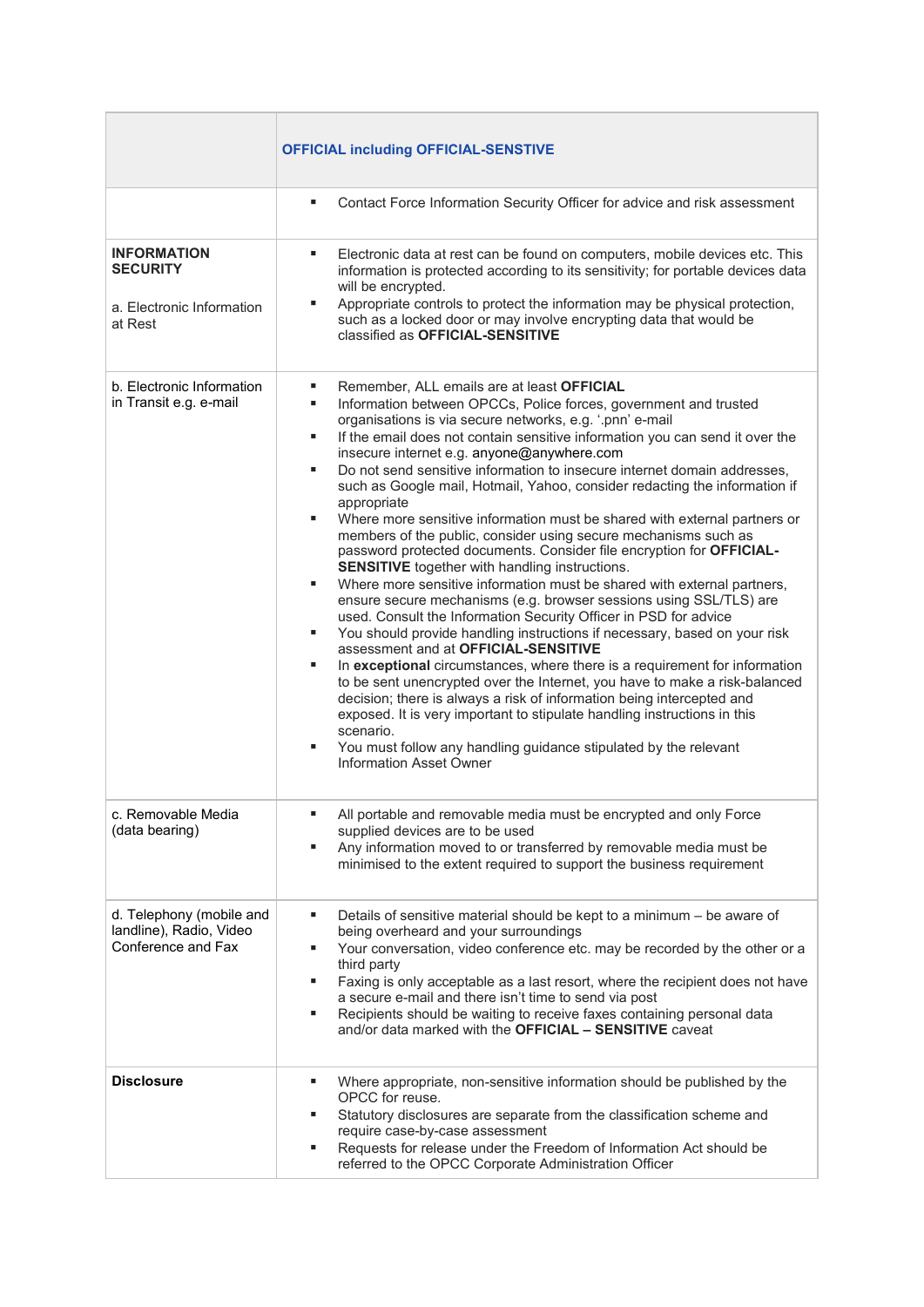| | **OFFICIAL including OFFICIAL-SENSTIVE** |
|---|---|
| | ▪ Contact Force Information Security Officer for advice and risk assessment |
| **INFORMATION SECURITY**<br><br>a. Electronic Information at Rest | ▪ Electronic data at rest can be found on computers, mobile devices etc. This information is protected according to its sensitivity; for portable devices data will be encrypted.<br>▪ Appropriate controls to protect the information may be physical protection, such as a locked door or may involve encrypting data that would be classified as **OFFICIAL-SENSITIVE** |
| b. Electronic Information in Transit e.g. e-mail | ▪ Remember, ALL emails are at least **OFFICIAL**<br>▪ Information between OPCCs, Police forces, government and trusted organisations is via secure networks, e.g. '.pnn' e-mail<br>▪ If the email does not contain sensitive information you can send it over the insecure internet e.g. anyone@anywhere.com<br>▪ Do not send sensitive information to insecure internet domain addresses, such as Google mail, Hotmail, Yahoo, consider redacting the information if appropriate<br>▪ Where more sensitive information must be shared with external partners or members of the public, consider using secure mechanisms such as password protected documents. Consider file encryption for **OFFICIAL-SENSITIVE** together with handling instructions.<br>▪ Where more sensitive information must be shared with external partners, ensure secure mechanisms (e.g. browser sessions using SSL/TLS) are used. Consult the Information Security Officer in PSD for advice<br>▪ You should provide handling instructions if necessary, based on your risk assessment and at **OFFICIAL-SENSITIVE**<br>▪ In **exceptional** circumstances, where there is a requirement for information to be sent unencrypted over the Internet, you have to make a risk-balanced decision; there is always a risk of information being intercepted and exposed. It is very important to stipulate handling instructions in this scenario.<br>▪ You must follow any handling guidance stipulated by the relevant Information Asset Owner |
| c. Removable Media (data bearing) | ▪ All portable and removable media must be encrypted and only Force supplied devices are to be used<br>▪ Any information moved to or transferred by removable media must be minimised to the extent required to support the business requirement |
| d. Telephony (mobile and landline), Radio, Video Conference and Fax | ▪ Details of sensitive material should be kept to a minimum – be aware of being overheard and your surroundings<br>▪ Your conversation, video conference etc. may be recorded by the other or a third party<br>▪ Faxing is only acceptable as a last resort, where the recipient does not have a secure e-mail and there isn't time to send via post<br>▪ Recipients should be waiting to receive faxes containing personal data and/or data marked with the **OFFICIAL – SENSITIVE** caveat |
| **Disclosure** | ▪ Where appropriate, non-sensitive information should be published by the OPCC for reuse.<br>▪ Statutory disclosures are separate from the classification scheme and require case-by-case assessment<br>▪ Requests for release under the Freedom of Information Act should be referred to the OPCC Corporate Administration Officer |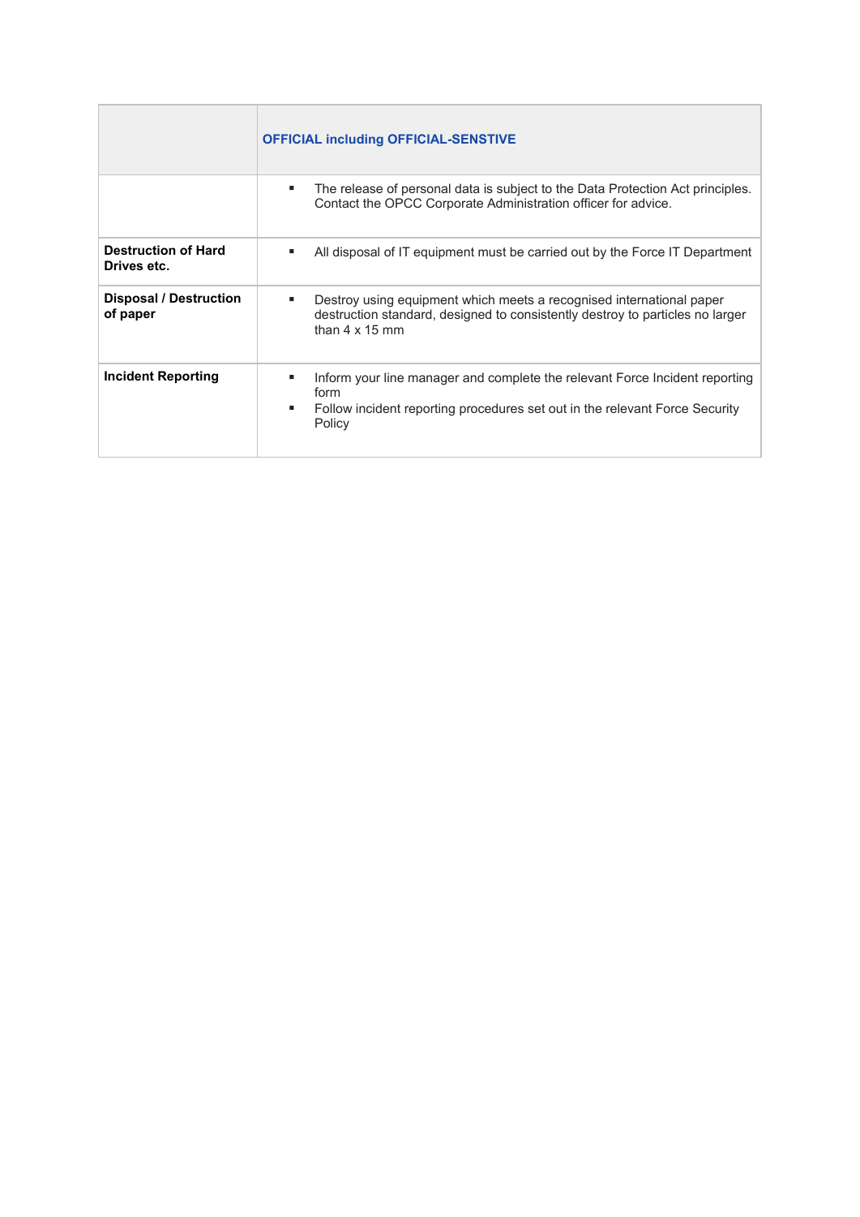| | OFFICIAL including OFFICIAL-SENSTIVE |
|---|---|
| | ▪ The release of personal data is subject to the Data Protection Act principles. Contact the OPCC Corporate Administration officer for advice. |
| **Destruction of Hard Drives etc.** | ▪ All disposal of IT equipment must be carried out by the Force IT Department |
| **Disposal / Destruction of paper** | ▪ Destroy using equipment which meets a recognised international paper destruction standard, designed to consistently destroy to particles no larger than 4 x 15 mm |
| **Incident Reporting** | ▪ Inform your line manager and complete the relevant Force Incident reporting form<br>▪ Follow incident reporting procedures set out in the relevant Force Security Policy |